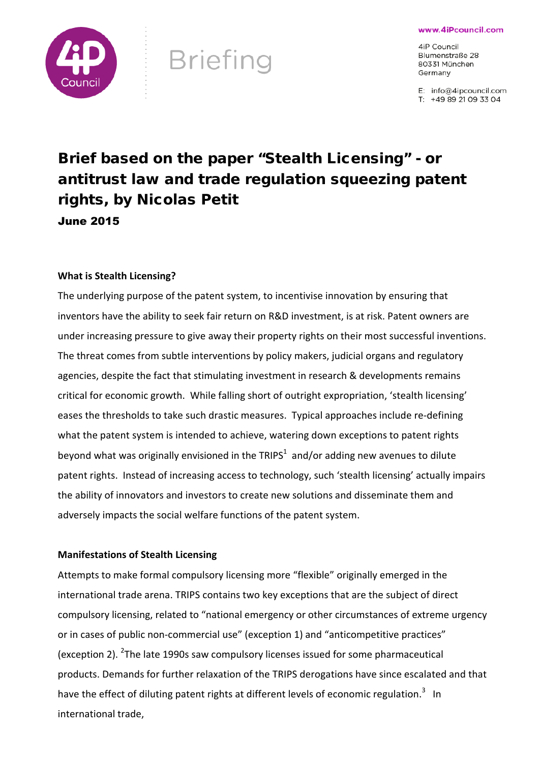Briefing

www.4iPcouncil.com

4iP Council
Blumenstraße 28
80331 München
Germany

E: info@4ipcouncil.com
T: +49 89 21 09 33 04

# Brief based on the paper "Stealth Licensing" - or antitrust law and trade regulation squeezing patent rights, by Nicolas Petit

**June 2015**

**What is Stealth Licensing?**

The underlying purpose of the patent system, to incentivise innovation by ensuring that inventors have the ability to seek fair return on R&D investment, is at risk. Patent owners are under increasing pressure to give away their property rights on their most successful inventions. The threat comes from subtle interventions by policy makers, judicial organs and regulatory agencies, despite the fact that stimulating investment in research & developments remains critical for economic growth. While falling short of outright expropriation, 'stealth licensing' eases the thresholds to take such drastic measures. Typical approaches include re-defining what the patent system is intended to achieve, watering down exceptions to patent rights beyond what was originally envisioned in the TRIPS[1] and/or adding new avenues to dilute patent rights. Instead of increasing access to technology, such 'stealth licensing' actually impairs the ability of innovators and investors to create new solutions and disseminate them and adversely impacts the social welfare functions of the patent system.

**Manifestations of Stealth Licensing**

Attempts to make formal compulsory licensing more "flexible" originally emerged in the international trade arena. TRIPS contains two key exceptions that are the subject of direct compulsory licensing, related to "national emergency or other circumstances of extreme urgency or in cases of public non-commercial use" (exception 1) and "anticompetitive practices" (exception 2). [2]The late 1990s saw compulsory licenses issued for some pharmaceutical products. Demands for further relaxation of the TRIPS derogations have since escalated and that have the effect of diluting patent rights at different levels of economic regulation.[3] In international trade,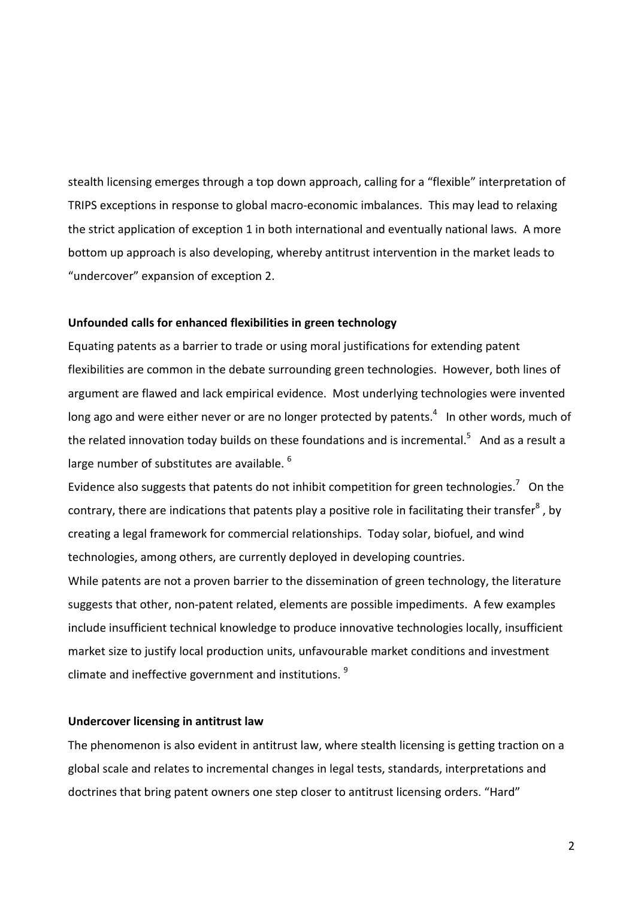stealth licensing emerges through a top down approach, calling for a "flexible" interpretation of TRIPS exceptions in response to global macro-economic imbalances. This may lead to relaxing the strict application of exception 1 in both international and eventually national laws. A more bottom up approach is also developing, whereby antitrust intervention in the market leads to "undercover" expansion of exception 2.

**Unfounded calls for enhanced flexibilities in green technology**

Equating patents as a barrier to trade or using moral justifications for extending patent flexibilities are common in the debate surrounding green technologies. However, both lines of argument are flawed and lack empirical evidence. Most underlying technologies were invented long ago and were either never or are no longer protected by patents.[4] In other words, much of the related innovation today builds on these foundations and is incremental.[5] And as a result a large number of substitutes are available.[6]

Evidence also suggests that patents do not inhibit competition for green technologies.[7] On the contrary, there are indications that patents play a positive role in facilitating their transfer[8], by creating a legal framework for commercial relationships. Today solar, biofuel, and wind technologies, among others, are currently deployed in developing countries.

While patents are not a proven barrier to the dissemination of green technology, the literature suggests that other, non-patent related, elements are possible impediments. A few examples include insufficient technical knowledge to produce innovative technologies locally, insufficient market size to justify local production units, unfavourable market conditions and investment climate and ineffective government and institutions.[9]

**Undercover licensing in antitrust law**

The phenomenon is also evident in antitrust law, where stealth licensing is getting traction on a global scale and relates to incremental changes in legal tests, standards, interpretations and doctrines that bring patent owners one step closer to antitrust licensing orders. "Hard"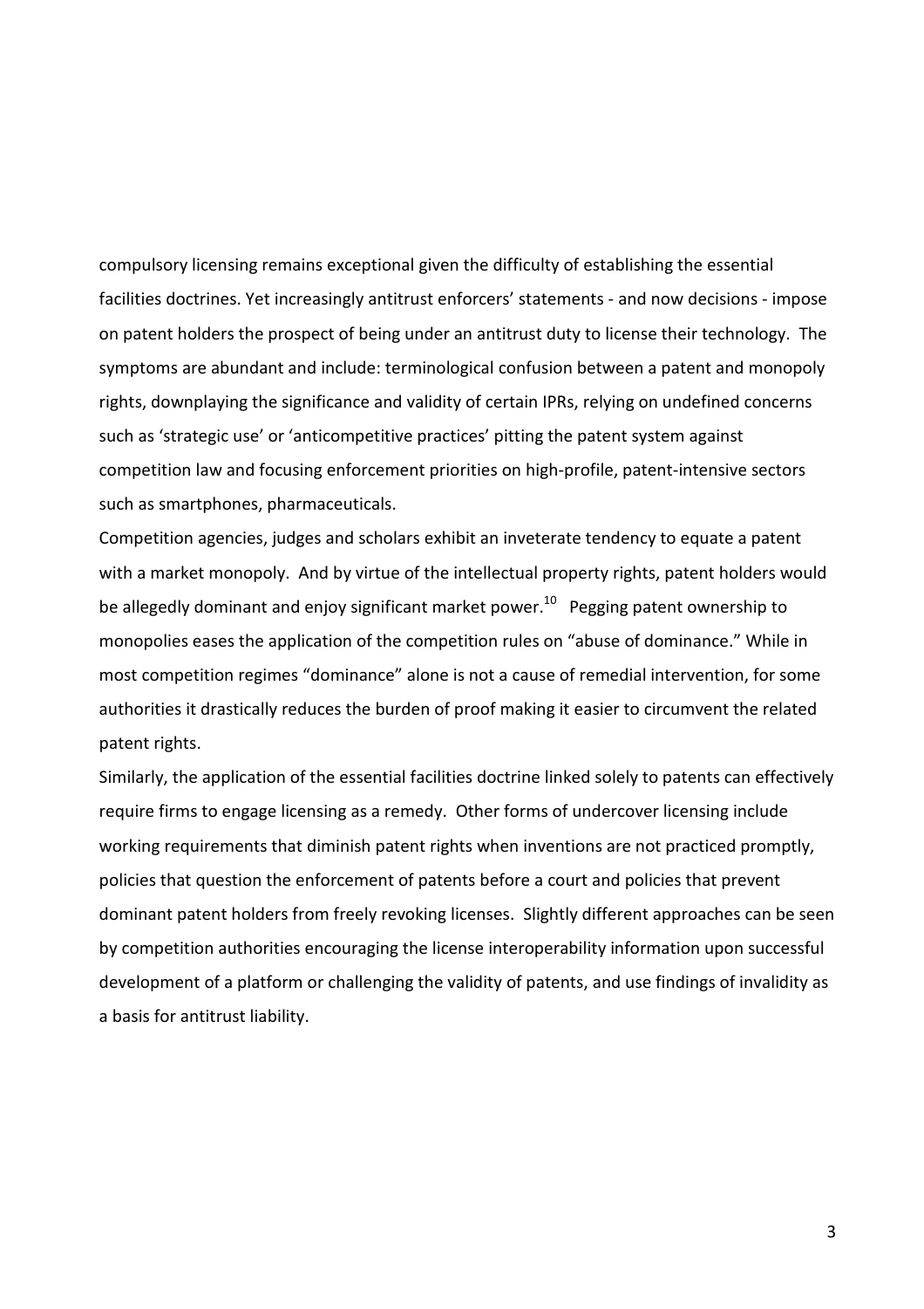compulsory licensing remains exceptional given the difficulty of establishing the essential facilities doctrines. Yet increasingly antitrust enforcers' statements - and now decisions - impose on patent holders the prospect of being under an antitrust duty to license their technology. The symptoms are abundant and include: terminological confusion between a patent and monopoly rights, downplaying the significance and validity of certain IPRs, relying on undefined concerns such as 'strategic use' or 'anticompetitive practices' pitting the patent system against competition law and focusing enforcement priorities on high-profile, patent-intensive sectors such as smartphones, pharmaceuticals.

Competition agencies, judges and scholars exhibit an inveterate tendency to equate a patent with a market monopoly. And by virtue of the intellectual property rights, patent holders would be allegedly dominant and enjoy significant market power.[10] Pegging patent ownership to monopolies eases the application of the competition rules on "abuse of dominance." While in most competition regimes "dominance" alone is not a cause of remedial intervention, for some authorities it drastically reduces the burden of proof making it easier to circumvent the related patent rights.

Similarly, the application of the essential facilities doctrine linked solely to patents can effectively require firms to engage licensing as a remedy. Other forms of undercover licensing include working requirements that diminish patent rights when inventions are not practiced promptly, policies that question the enforcement of patents before a court and policies that prevent dominant patent holders from freely revoking licenses. Slightly different approaches can be seen by competition authorities encouraging the license interoperability information upon successful development of a platform or challenging the validity of patents, and use findings of invalidity as a basis for antitrust liability.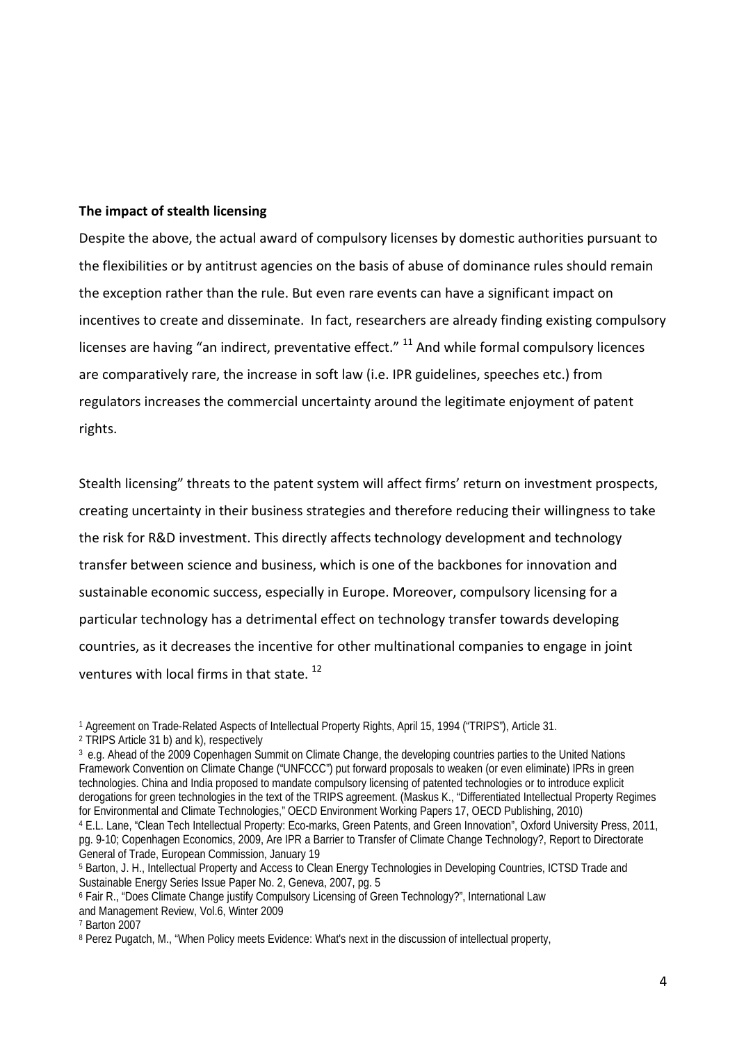**The impact of stealth licensing**

Despite the above, the actual award of compulsory licenses by domestic authorities pursuant to the flexibilities or by antitrust agencies on the basis of abuse of dominance rules should remain the exception rather than the rule. But even rare events can have a significant impact on incentives to create and disseminate. In fact, researchers are already finding existing compulsory licenses are having “an indirect, preventative effect.” [11] And while formal compulsory licences are comparatively rare, the increase in soft law (i.e. IPR guidelines, speeches etc.) from regulators increases the commercial uncertainty around the legitimate enjoyment of patent rights.

Stealth licensing” threats to the patent system will affect firms’ return on investment prospects, creating uncertainty in their business strategies and therefore reducing their willingness to take the risk for R&D investment. This directly affects technology development and technology transfer between science and business, which is one of the backbones for innovation and sustainable economic success, especially in Europe. Moreover, compulsory licensing for a particular technology has a detrimental effect on technology transfer towards developing countries, as it decreases the incentive for other multinational companies to engage in joint ventures with local firms in that state. [12]

[1] Agreement on Trade-Related Aspects of Intellectual Property Rights, April 15, 1994 (“TRIPS”), Article 31.

[2] TRIPS Article 31 b) and k), respectively

[3] e.g. Ahead of the 2009 Copenhagen Summit on Climate Change, the developing countries parties to the United Nations Framework Convention on Climate Change (“UNFCCC”) put forward proposals to weaken (or even eliminate) IPRs in green technologies. China and India proposed to mandate compulsory licensing of patented technologies or to introduce explicit derogations for green technologies in the text of the TRIPS agreement. (Maskus K., “Differentiated Intellectual Property Regimes for Environmental and Climate Technologies,” OECD Environment Working Papers 17, OECD Publishing, 2010)

[4] E.L. Lane, “Clean Tech Intellectual Property: Eco-marks, Green Patents, and Green Innovation”, Oxford University Press, 2011, pg. 9-10; Copenhagen Economics, 2009, Are IPR a Barrier to Transfer of Climate Change Technology?, Report to Directorate General of Trade, European Commission, January 19

[5] Barton, J. H., Intellectual Property and Access to Clean Energy Technologies in Developing Countries, ICTSD Trade and Sustainable Energy Series Issue Paper No. 2, Geneva, 2007, pg. 5

[6] Fair R., “Does Climate Change justify Compulsory Licensing of Green Technology?”, International Law and Management Review, Vol.6, Winter 2009

[7] Barton 2007

[8] Perez Pugatch, M., “When Policy meets Evidence: What's next in the discussion of intellectual property,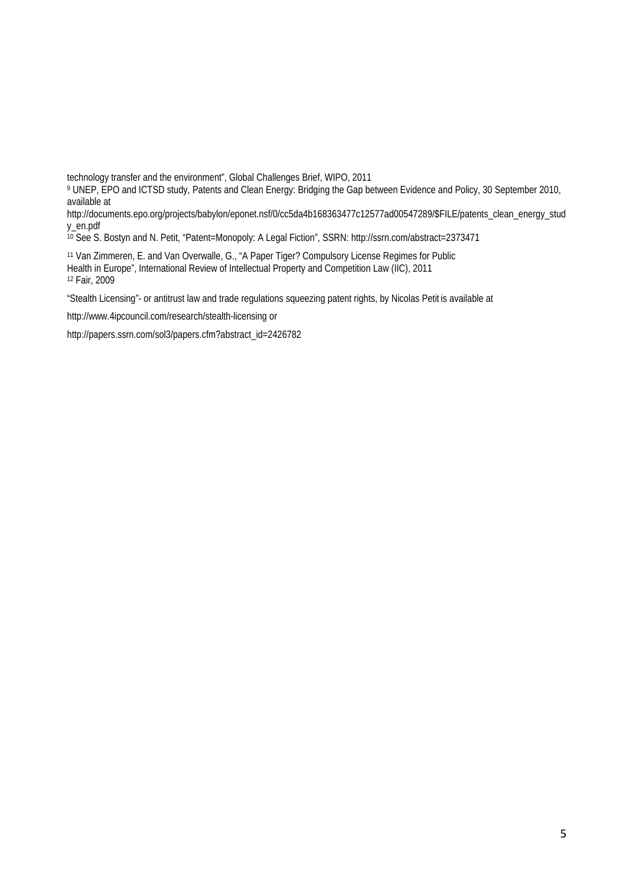technology transfer and the environment", Global Challenges Brief, WIPO, 2011

[9] UNEP, EPO and ICTSD study, Patents and Clean Energy: Bridging the Gap between Evidence and Policy, 30 September 2010, available at http://documents.epo.org/projects/babylon/eponet.nsf/0/cc5da4b168363477c12577ad00547289/$FILE/patents_clean_energy_study_en.pdf

[10] See S. Bostyn and N. Petit, "Patent=Monopoly: A Legal Fiction", SSRN: http://ssrn.com/abstract=2373471

[11] Van Zimmeren, E. and Van Overwalle, G., "A Paper Tiger? Compulsory License Regimes for Public Health in Europe", International Review of Intellectual Property and Competition Law (IIC), 2011

[12] Fair, 2009

"Stealth Licensing"- or antitrust law and trade regulations squeezing patent rights, by Nicolas Petit is available at

http://www.4ipcouncil.com/research/stealth-licensing or

http://papers.ssrn.com/sol3/papers.cfm?abstract_id=2426782